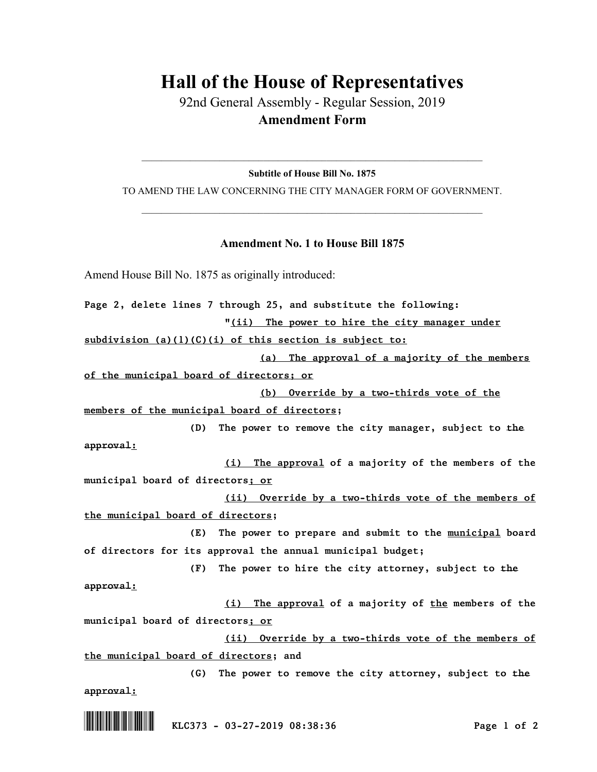# Hall of the House of Representatives

92nd General Assembly - Regular Session, 2019

**Amendment Form**

---

**Subtitle of House Bill No. 1875**

TO AMEND THE LAW CONCERNING THE CITY MANAGER FORM OF GOVERNMENT.

---

## Amendment No. 1 to House Bill 1875

Amend House Bill No. 1875 as originally introduced:

**Page 2, delete lines 7 through 25, and substitute the following:**

"(ii) The power to hire the city manager under subdivision (a)(1)(C)(i) of this section is subject to:

(a) The approval of a majority of the members of the municipal board of directors; or

(b) Override by a two-thirds vote of the members of the municipal board of directors;

(D) The power to remove the city manager, subject to ~~the approval~~:

(i) The approval of a majority of the members of the municipal board of directors; or

(ii) Override by a two-thirds vote of the members of the municipal board of directors;

(E) The power to prepare and submit to the municipal board of directors for its approval the annual municipal budget;

(F) The power to hire the city attorney, subject to ~~the approval~~:

(i) The approval of a majority of the members of the municipal board of directors; or

(ii) Override by a two-thirds vote of the members of the municipal board of directors; and

(G) The power to remove the city attorney, subject to ~~the approval~~:

KLC373 - 03-27-2019 08:38:36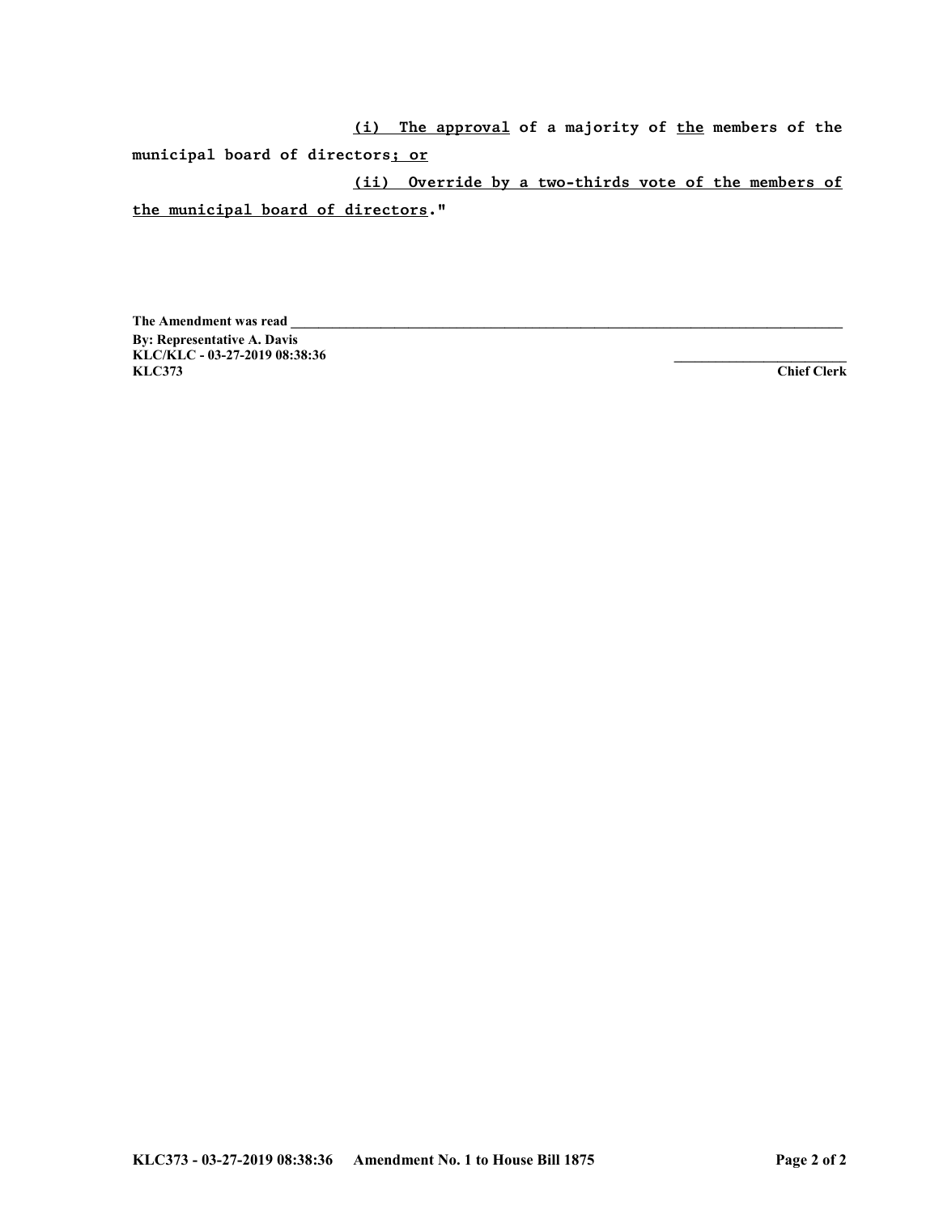(i) The approval of a majority of the members of the municipal board of directors; or

(ii) Override by a two-thirds vote of the members of the municipal board of directors."

The Amendment was read ______________________________

By: Representative A. Davis
KLC/KLC - 03-27-2019 08:38:36
KLC373

______________________
Chief Clerk